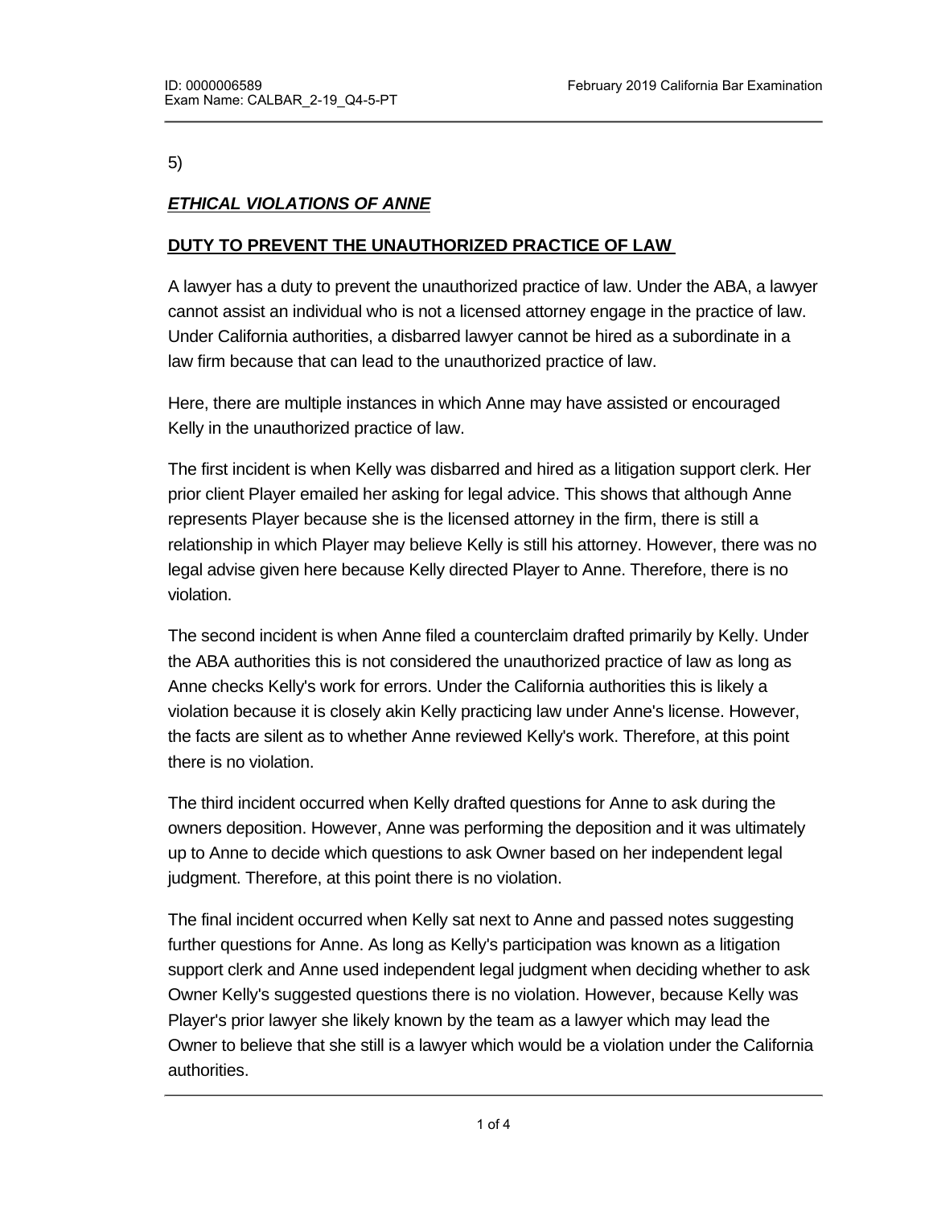5)

## ***ETHICAL VIOLATIONS OF ANNE***

### **DUTY TO PREVENT THE UNAUTHORIZED PRACTICE OF LAW**

A lawyer has a duty to prevent the unauthorized practice of law. Under the ABA, a lawyer cannot assist an individual who is not a licensed attorney engage in the practice of law. Under California authorities, a disbarred lawyer cannot be hired as a subordinate in a law firm because that can lead to the unauthorized practice of law.

Here, there are multiple instances in which Anne may have assisted or encouraged Kelly in the unauthorized practice of law.

The first incident is when Kelly was disbarred and hired as a litigation support clerk. Her prior client Player emailed her asking for legal advice. This shows that although Anne represents Player because she is the licensed attorney in the firm, there is still a relationship in which Player may believe Kelly is still his attorney. However, there was no legal advise given here because Kelly directed Player to Anne. Therefore, there is no violation.

The second incident is when Anne filed a counterclaim drafted primarily by Kelly. Under the ABA authorities this is not considered the unauthorized practice of law as long as Anne checks Kelly's work for errors. Under the California authorities this is likely a violation because it is closely akin Kelly practicing law under Anne's license. However, the facts are silent as to whether Anne reviewed Kelly's work. Therefore, at this point there is no violation.

The third incident occurred when Kelly drafted questions for Anne to ask during the owners deposition. However, Anne was performing the deposition and it was ultimately up to Anne to decide which questions to ask Owner based on her independent legal judgment. Therefore, at this point there is no violation.

The final incident occurred when Kelly sat next to Anne and passed notes suggesting further questions for Anne. As long as Kelly's participation was known as a litigation support clerk and Anne used independent legal judgment when deciding whether to ask Owner Kelly's suggested questions there is no violation. However, because Kelly was Player's prior lawyer she likely known by the team as a lawyer which may lead the Owner to believe that she still is a lawyer which would be a violation under the California authorities.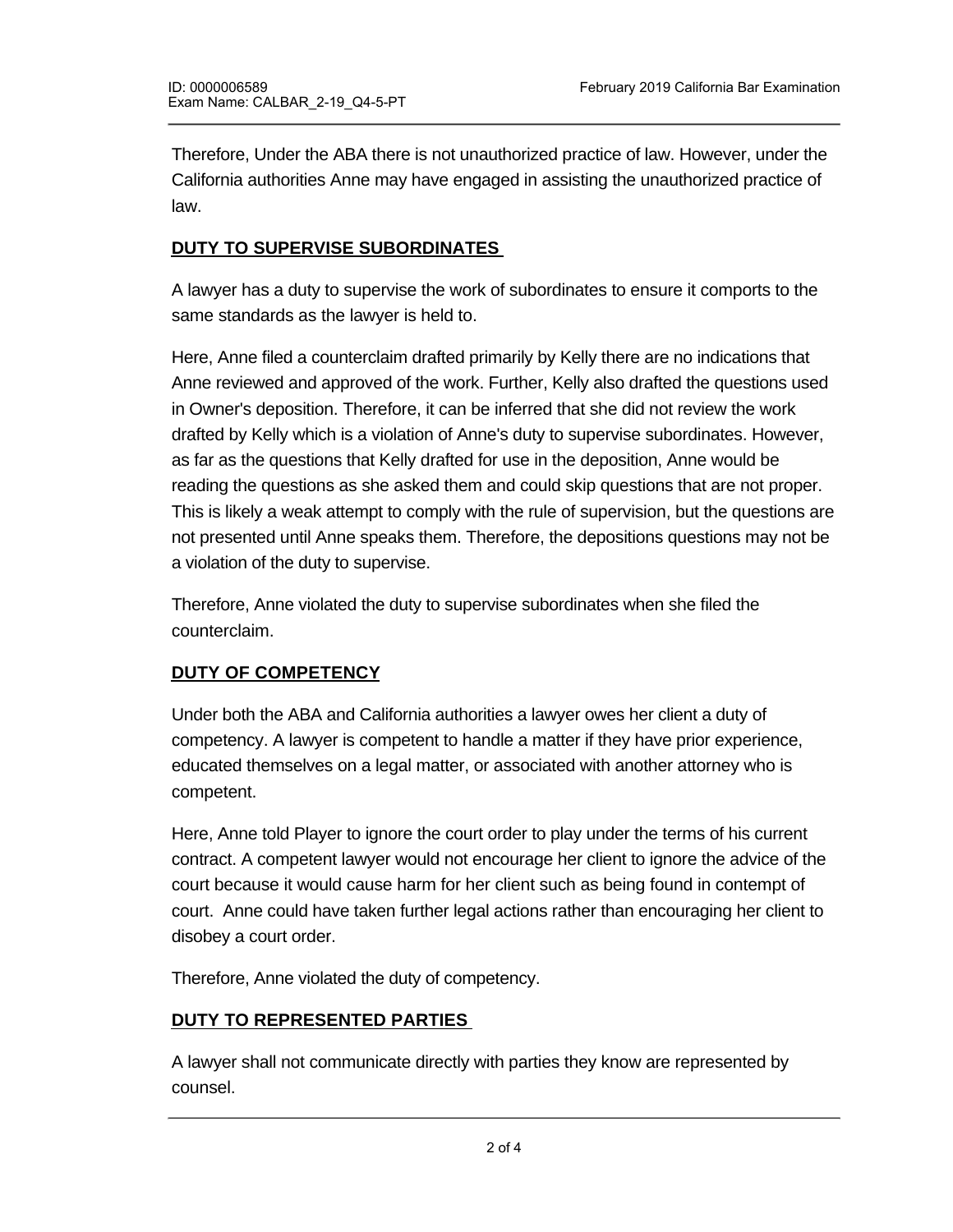Therefore, Under the ABA there is not unauthorized practice of law. However, under the California authorities Anne may have engaged in assisting the unauthorized practice of law.

## DUTY TO SUPERVISE SUBORDINATES

A lawyer has a duty to supervise the work of subordinates to ensure it comports to the same standards as the lawyer is held to.

Here, Anne filed a counterclaim drafted primarily by Kelly there are no indications that Anne reviewed and approved of the work. Further, Kelly also drafted the questions used in Owner's deposition. Therefore, it can be inferred that she did not review the work drafted by Kelly which is a violation of Anne's duty to supervise subordinates. However, as far as the questions that Kelly drafted for use in the deposition, Anne would be reading the questions as she asked them and could skip questions that are not proper. This is likely a weak attempt to comply with the rule of supervision, but the questions are not presented until Anne speaks them. Therefore, the depositions questions may not be a violation of the duty to supervise.

Therefore, Anne violated the duty to supervise subordinates when she filed the counterclaim.

## DUTY OF COMPETENCY

Under both the ABA and California authorities a lawyer owes her client a duty of competency. A lawyer is competent to handle a matter if they have prior experience, educated themselves on a legal matter, or associated with another attorney who is competent.

Here, Anne told Player to ignore the court order to play under the terms of his current contract. A competent lawyer would not encourage her client to ignore the advice of the court because it would cause harm for her client such as being found in contempt of court. Anne could have taken further legal actions rather than encouraging her client to disobey a court order.

Therefore, Anne violated the duty of competency.

## DUTY TO REPRESENTED PARTIES

A lawyer shall not communicate directly with parties they know are represented by counsel.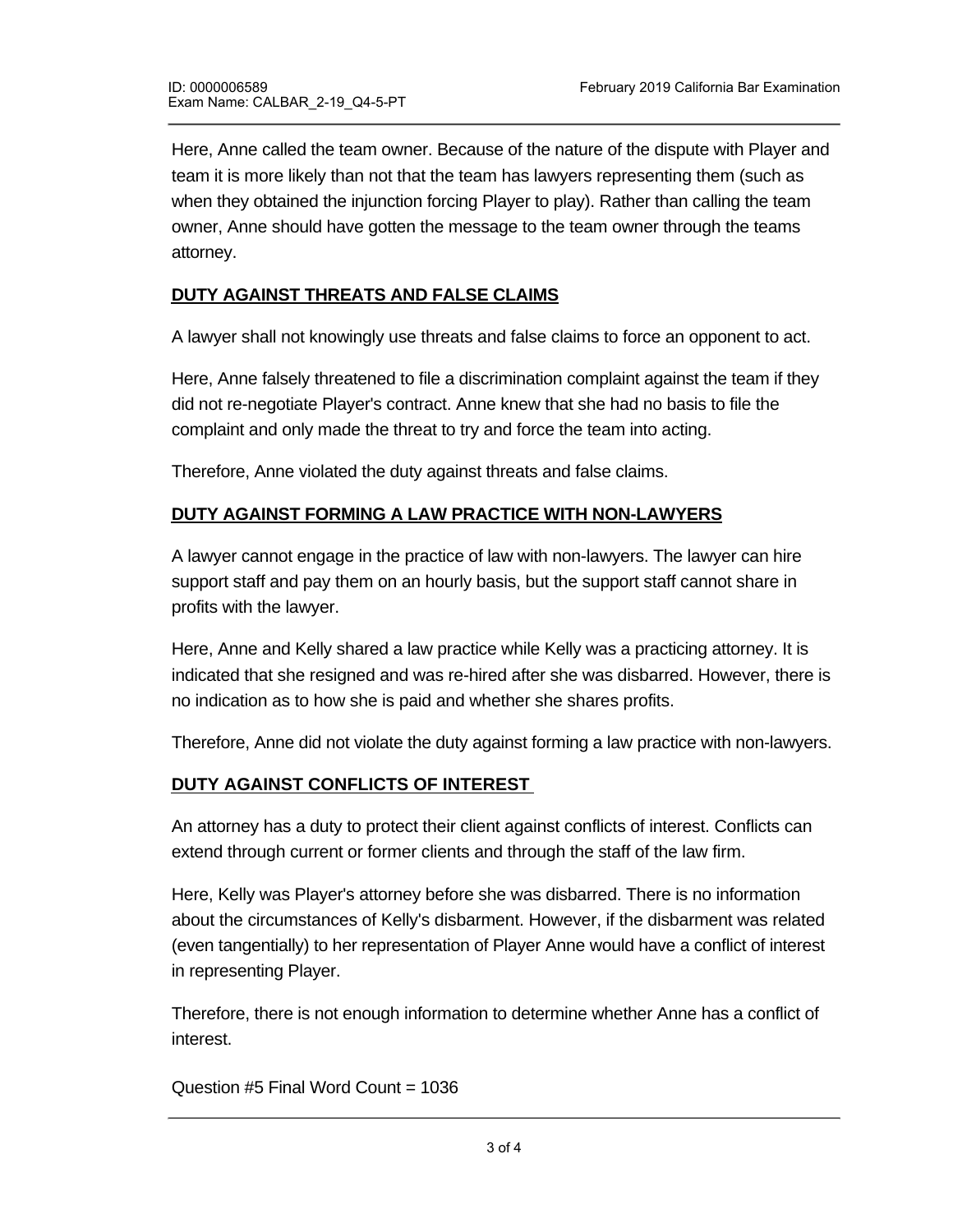Here, Anne called the team owner. Because of the nature of the dispute with Player and team it is more likely than not that the team has lawyers representing them (such as when they obtained the injunction forcing Player to play). Rather than calling the team owner, Anne should have gotten the message to the team owner through the teams attorney.

**DUTY AGAINST THREATS AND FALSE CLAIMS**

A lawyer shall not knowingly use threats and false claims to force an opponent to act.

Here, Anne falsely threatened to file a discrimination complaint against the team if they did not re-negotiate Player's contract. Anne knew that she had no basis to file the complaint and only made the threat to try and force the team into acting.

Therefore, Anne violated the duty against threats and false claims.

**DUTY AGAINST FORMING A LAW PRACTICE WITH NON-LAWYERS**

A lawyer cannot engage in the practice of law with non-lawyers. The lawyer can hire support staff and pay them on an hourly basis, but the support staff cannot share in profits with the lawyer.

Here, Anne and Kelly shared a law practice while Kelly was a practicing attorney. It is indicated that she resigned and was re-hired after she was disbarred. However, there is no indication as to how she is paid and whether she shares profits.

Therefore, Anne did not violate the duty against forming a law practice with non-lawyers.

**DUTY AGAINST CONFLICTS OF INTEREST**

An attorney has a duty to protect their client against conflicts of interest. Conflicts can extend through current or former clients and through the staff of the law firm.

Here, Kelly was Player's attorney before she was disbarred. There is no information about the circumstances of Kelly's disbarment. However, if the disbarment was related (even tangentially) to her representation of Player Anne would have a conflict of interest in representing Player.

Therefore, there is not enough information to determine whether Anne has a conflict of interest.

Question #5 Final Word Count = 1036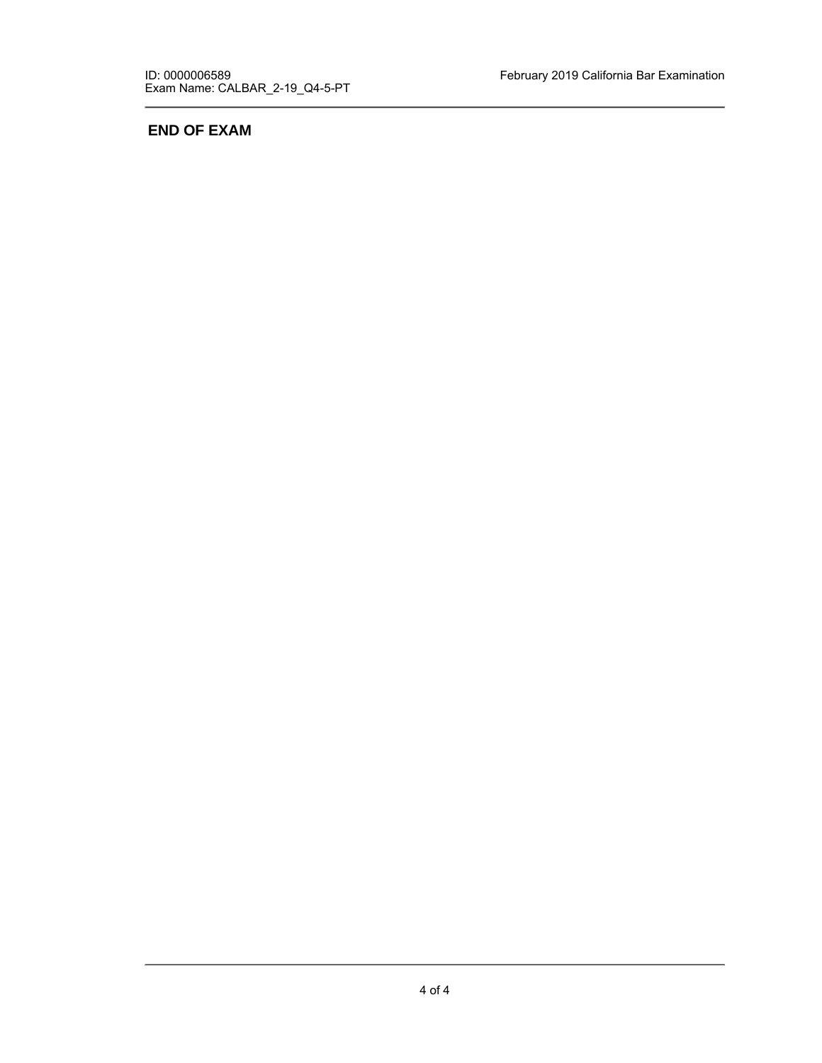**END OF EXAM**